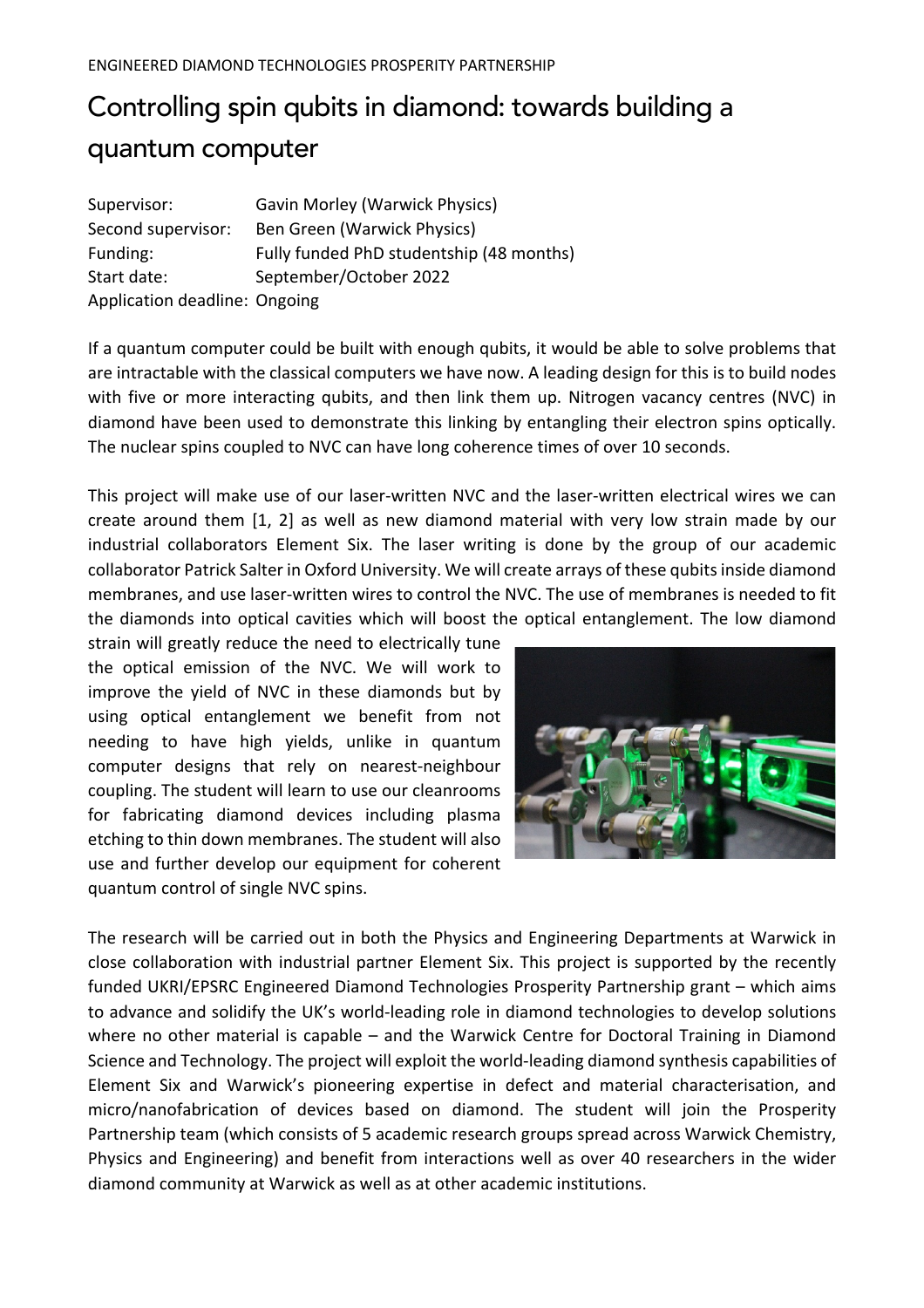ENGINEERED DIAMOND TECHNOLOGIES PROSPERITY PARTNERSHIP

# Controlling spin qubits in diamond: towards building a quantum computer

Supervisor: Gavin Morley (Warwick Physics)
Second supervisor: Ben Green (Warwick Physics)
Funding: Fully funded PhD studentship (48 months)
Start date: September/October 2022
Application deadline: Ongoing

If a quantum computer could be built with enough qubits, it would be able to solve problems that are intractable with the classical computers we have now. A leading design for this is to build nodes with five or more interacting qubits, and then link them up. Nitrogen vacancy centres (NVC) in diamond have been used to demonstrate this linking by entangling their electron spins optically. The nuclear spins coupled to NVC can have long coherence times of over 10 seconds.

This project will make use of our laser-written NVC and the laser-written electrical wires we can create around them [1, 2] as well as new diamond material with very low strain made by our industrial collaborators Element Six. The laser writing is done by the group of our academic collaborator Patrick Salter in Oxford University. We will create arrays of these qubits inside diamond membranes, and use laser-written wires to control the NVC. The use of membranes is needed to fit the diamonds into optical cavities which will boost the optical entanglement. The low diamond strain will greatly reduce the need to electrically tune the optical emission of the NVC. We will work to improve the yield of NVC in these diamonds but by using optical entanglement we benefit from not needing to have high yields, unlike in quantum computer designs that rely on nearest-neighbour coupling. The student will learn to use our cleanrooms for fabricating diamond devices including plasma etching to thin down membranes. The student will also use and further develop our equipment for coherent quantum control of single NVC spins.

The research will be carried out in both the Physics and Engineering Departments at Warwick in close collaboration with industrial partner Element Six. This project is supported by the recently funded UKRI/EPSRC Engineered Diamond Technologies Prosperity Partnership grant – which aims to advance and solidify the UK's world-leading role in diamond technologies to develop solutions where no other material is capable – and the Warwick Centre for Doctoral Training in Diamond Science and Technology. The project will exploit the world-leading diamond synthesis capabilities of Element Six and Warwick's pioneering expertise in defect and material characterisation, and micro/nanofabrication of devices based on diamond. The student will join the Prosperity Partnership team (which consists of 5 academic research groups spread across Warwick Chemistry, Physics and Engineering) and benefit from interactions well as over 40 researchers in the wider diamond community at Warwick as well as at other academic institutions.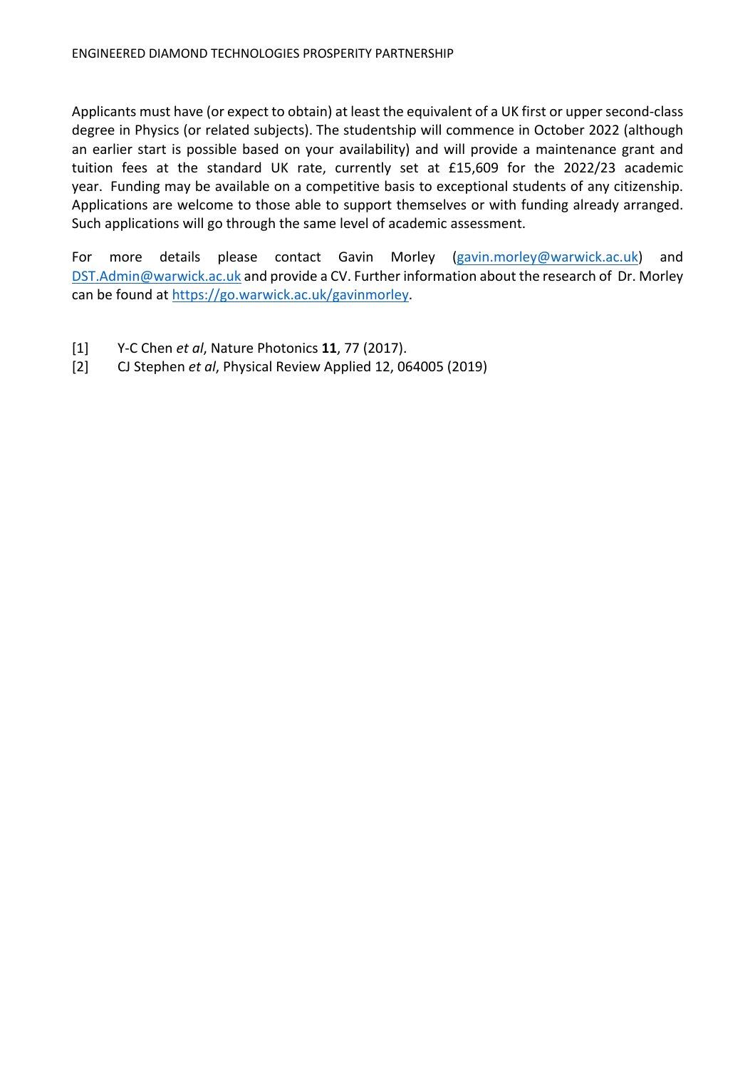Applicants must have (or expect to obtain) at least the equivalent of a UK first or upper second-class degree in Physics (or related subjects). The studentship will commence in October 2022 (although an earlier start is possible based on your availability) and will provide a maintenance grant and tuition fees at the standard UK rate, currently set at £15,609 for the 2022/23 academic year. Funding may be available on a competitive basis to exceptional students of any citizenship. Applications are welcome to those able to support themselves or with funding already arranged. Such applications will go through the same level of academic assessment.

For more details please contact Gavin Morley (gavin.morley@warwick.ac.uk) and DST.Admin@warwick.ac.uk and provide a CV. Further information about the research of Dr. Morley can be found at https://go.warwick.ac.uk/gavinmorley.

[1] Y-C Chen *et al*, Nature Photonics **11**, 77 (2017).

[2] CJ Stephen *et al*, Physical Review Applied 12, 064005 (2019)